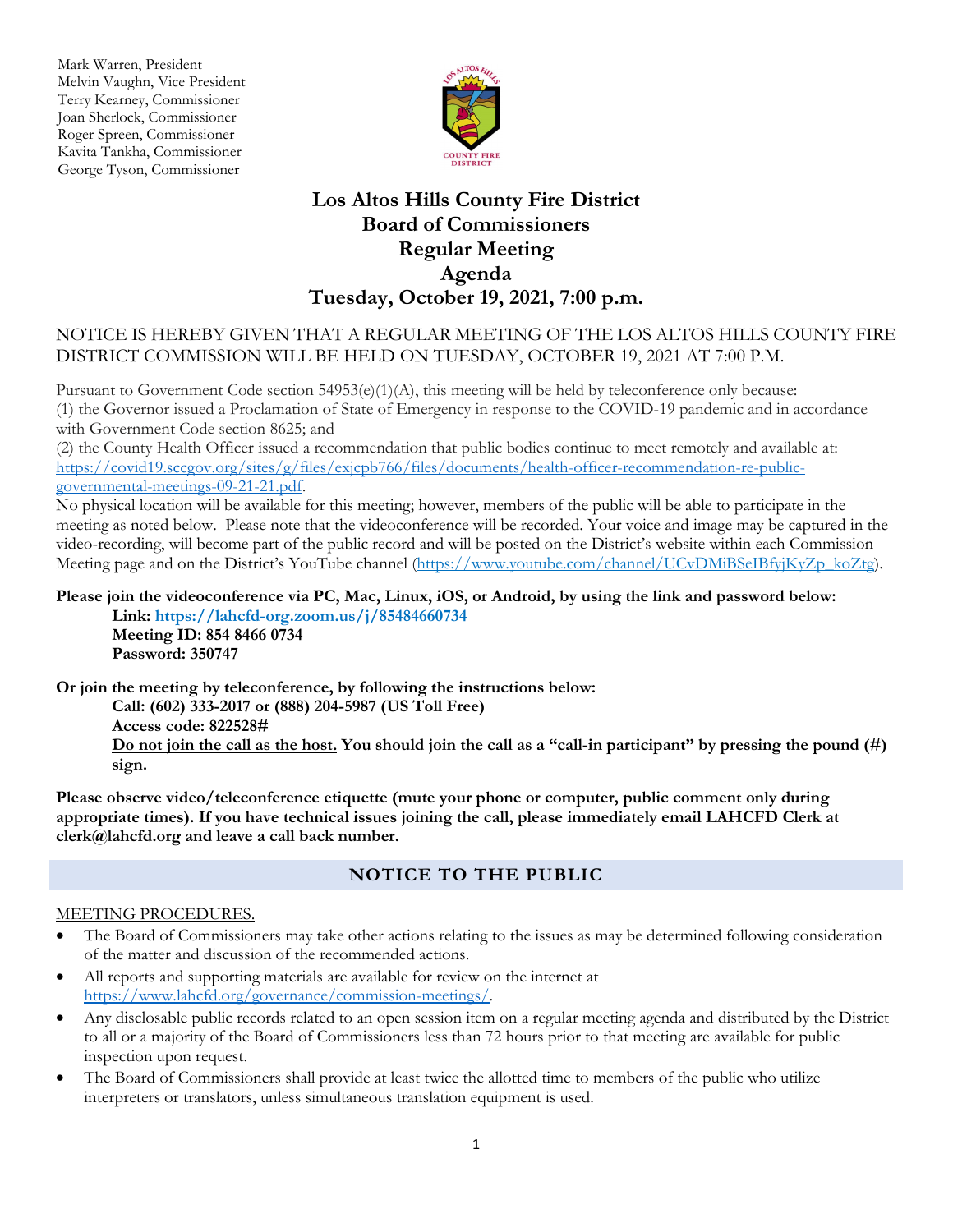Mark Warren, President
Melvin Vaughn, Vice President
Terry Kearney, Commissioner
Joan Sherlock, Commissioner
Roger Spreen, Commissioner
Kavita Tankha, Commissioner
George Tyson, Commissioner

# Los Altos Hills County Fire District Board of Commissioners Regular Meeting Agenda Tuesday, October 19, 2021, 7:00 p.m.

NOTICE IS HEREBY GIVEN THAT A REGULAR MEETING OF THE LOS ALTOS HILLS COUNTY FIRE DISTRICT COMMISSION WILL BE HELD ON TUESDAY, OCTOBER 19, 2021 AT 7:00 P.M.

Pursuant to Government Code section 54953(e)(1)(A), this meeting will be held by teleconference only because:
(1) the Governor issued a Proclamation of State of Emergency in response to the COVID-19 pandemic and in accordance with Government Code section 8625; and
(2) the County Health Officer issued a recommendation that public bodies continue to meet remotely and available at: [https://covid19.sccgov.org/sites/g/files/exjcpb766/files/documents/health-officer-recommendation-re-public-governmental-meetings-09-21-21.pdf](https://covid19.sccgov.org/sites/g/files/exjcpb766/files/documents/health-officer-recommendation-re-public-governmental-meetings-09-21-21.pdf).
No physical location will be available for this meeting; however, members of the public will be able to participate in the meeting as noted below. Please note that the videoconference will be recorded. Your voice and image may be captured in the video-recording, will become part of the public record and will be posted on the District's website within each Commission Meeting page and on the District's YouTube channel ([https://www.youtube.com/channel/UCvDMiBSeIBfyjKyZp_koZtg](https://www.youtube.com/channel/UCvDMiBSeIBfyjKyZp_koZtg)).

**Please join the videoconference via PC, Mac, Linux, iOS, or Android, by using the link and password below:**
**Link: [https://lahcfd-org.zoom.us/j/85484660734](https://lahcfd-org.zoom.us/j/85484660734)**
**Meeting ID: 854 8466 0734**
**Password: 350747**

**Or join the meeting by teleconference, by following the instructions below:**
**Call: (602) 333-2017 or (888) 204-5987 (US Toll Free)**
**Access code: 822528#**
**Do not join the call as the host. You should join the call as a "call-in participant" by pressing the pound (#) sign.**

**Please observe video/teleconference etiquette (mute your phone or computer, public comment only during appropriate times). If you have technical issues joining the call, please immediately email LAHCFD Clerk at clerk@lahcfd.org and leave a call back number.**

## NOTICE TO THE PUBLIC

MEETING PROCEDURES.

- The Board of Commissioners may take other actions relating to the issues as may be determined following consideration of the matter and discussion of the recommended actions.
- All reports and supporting materials are available for review on the internet at [https://www.lahcfd.org/governance/commission-meetings/](https://www.lahcfd.org/governance/commission-meetings/).
- Any disclosable public records related to an open session item on a regular meeting agenda and distributed by the District to all or a majority of the Board of Commissioners less than 72 hours prior to that meeting are available for public inspection upon request.
- The Board of Commissioners shall provide at least twice the allotted time to members of the public who utilize interpreters or translators, unless simultaneous translation equipment is used.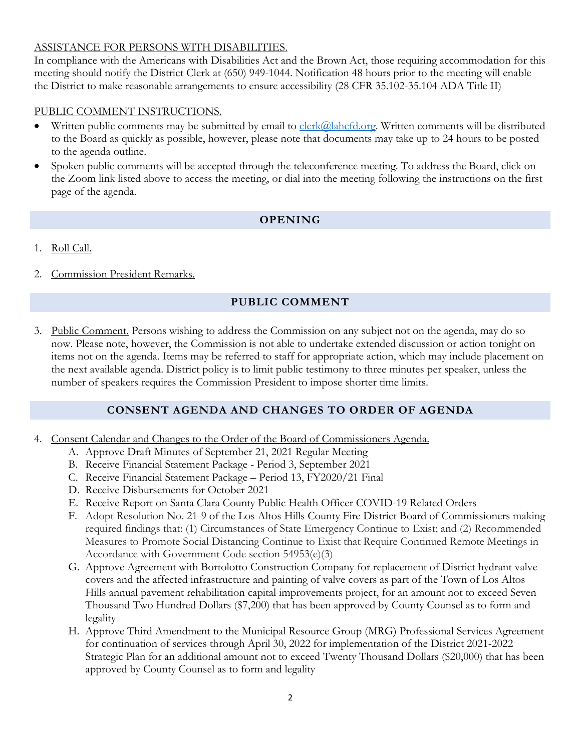ASSISTANCE FOR PERSONS WITH DISABILITIES.

In compliance with the Americans with Disabilities Act and the Brown Act, those requiring accommodation for this meeting should notify the District Clerk at (650) 949-1044. Notification 48 hours prior to the meeting will enable the District to make reasonable arrangements to ensure accessibility (28 CFR 35.102-35.104 ADA Title II)

PUBLIC COMMENT INSTRUCTIONS.

- Written public comments may be submitted by email to clerk@lahcfd.org. Written comments will be distributed to the Board as quickly as possible, however, please note that documents may take up to 24 hours to be posted to the agenda outline.
- Spoken public comments will be accepted through the teleconference meeting. To address the Board, click on the Zoom link listed above to access the meeting, or dial into the meeting following the instructions on the first page of the agenda.

## OPENING

1. Roll Call.
2. Commission President Remarks.

## PUBLIC COMMENT

3. Public Comment. Persons wishing to address the Commission on any subject not on the agenda, may do so now. Please note, however, the Commission is not able to undertake extended discussion or action tonight on items not on the agenda. Items may be referred to staff for appropriate action, which may include placement on the next available agenda. District policy is to limit public testimony to three minutes per speaker, unless the number of speakers requires the Commission President to impose shorter time limits.

## CONSENT AGENDA AND CHANGES TO ORDER OF AGENDA

4. Consent Calendar and Changes to the Order of the Board of Commissioners Agenda.
   A. Approve Draft Minutes of September 21, 2021 Regular Meeting
   B. Receive Financial Statement Package - Period 3, September 2021
   C. Receive Financial Statement Package – Period 13, FY2020/21 Final
   D. Receive Disbursements for October 2021
   E. Receive Report on Santa Clara County Public Health Officer COVID-19 Related Orders
   F. Adopt Resolution No. 21-9 of the Los Altos Hills County Fire District Board of Commissioners making required findings that: (1) Circumstances of State Emergency Continue to Exist; and (2) Recommended Measures to Promote Social Distancing Continue to Exist that Require Continued Remote Meetings in Accordance with Government Code section 54953(e)(3)
   G. Approve Agreement with Bortolotto Construction Company for replacement of District hydrant valve covers and the affected infrastructure and painting of valve covers as part of the Town of Los Altos Hills annual pavement rehabilitation capital improvements project, for an amount not to exceed Seven Thousand Two Hundred Dollars ($7,200) that has been approved by County Counsel as to form and legality
   H. Approve Third Amendment to the Municipal Resource Group (MRG) Professional Services Agreement for continuation of services through April 30, 2022 for implementation of the District 2021-2022 Strategic Plan for an additional amount not to exceed Twenty Thousand Dollars ($20,000) that has been approved by County Counsel as to form and legality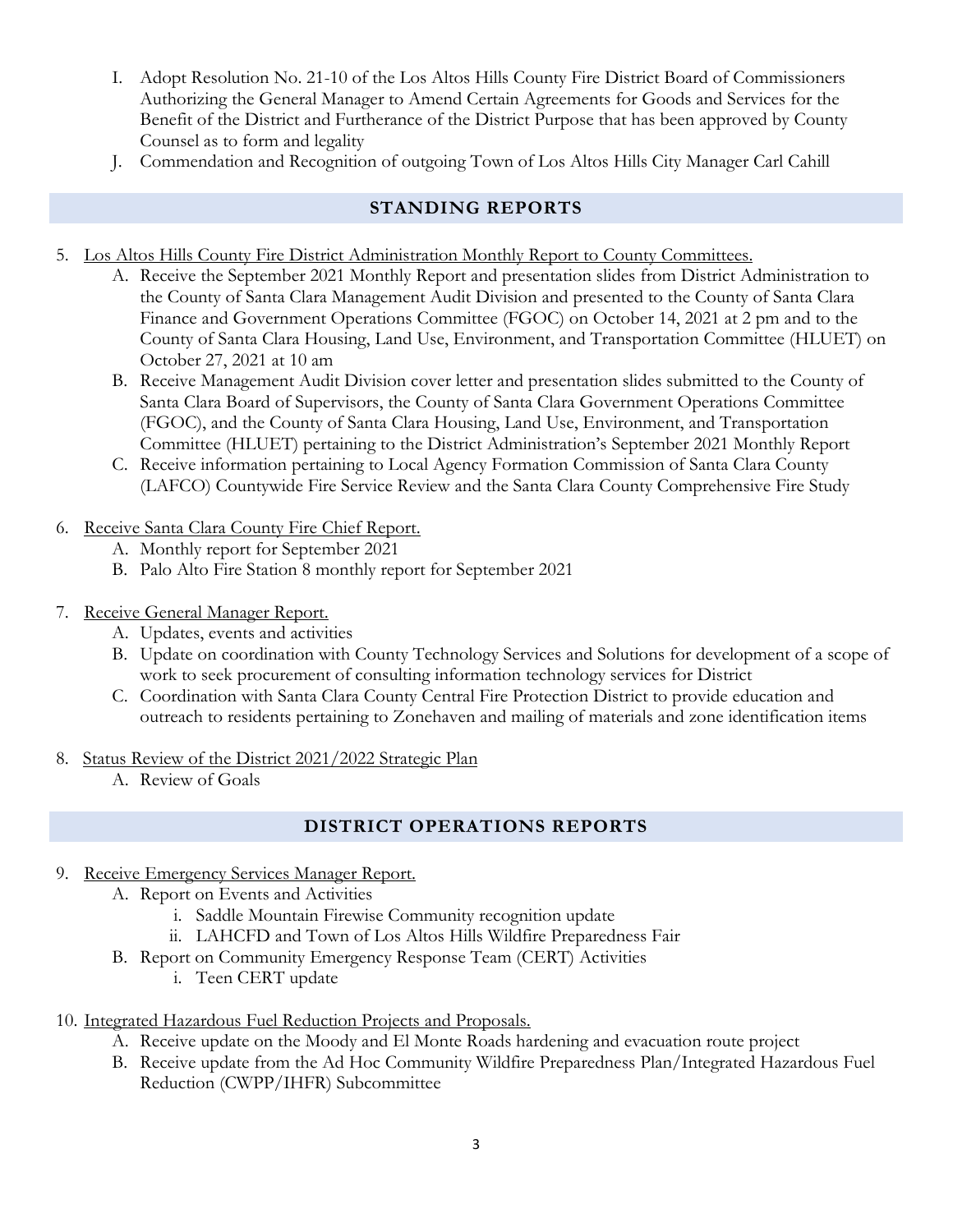I. Adopt Resolution No. 21-10 of the Los Altos Hills County Fire District Board of Commissioners Authorizing the General Manager to Amend Certain Agreements for Goods and Services for the Benefit of the District and Furtherance of the District Purpose that has been approved by County Counsel as to form and legality

J. Commendation and Recognition of outgoing Town of Los Altos Hills City Manager Carl Cahill

## STANDING REPORTS

5. Los Altos Hills County Fire District Administration Monthly Report to County Committees.
   A. Receive the September 2021 Monthly Report and presentation slides from District Administration to the County of Santa Clara Management Audit Division and presented to the County of Santa Clara Finance and Government Operations Committee (FGOC) on October 14, 2021 at 2 pm and to the County of Santa Clara Housing, Land Use, Environment, and Transportation Committee (HLUET) on October 27, 2021 at 10 am
   B. Receive Management Audit Division cover letter and presentation slides submitted to the County of Santa Clara Board of Supervisors, the County of Santa Clara Government Operations Committee (FGOC), and the County of Santa Clara Housing, Land Use, Environment, and Transportation Committee (HLUET) pertaining to the District Administration's September 2021 Monthly Report
   C. Receive information pertaining to Local Agency Formation Commission of Santa Clara County (LAFCO) Countywide Fire Service Review and the Santa Clara County Comprehensive Fire Study

6. Receive Santa Clara County Fire Chief Report.
   A. Monthly report for September 2021
   B. Palo Alto Fire Station 8 monthly report for September 2021

7. Receive General Manager Report.
   A. Updates, events and activities
   B. Update on coordination with County Technology Services and Solutions for development of a scope of work to seek procurement of consulting information technology services for District
   C. Coordination with Santa Clara County Central Fire Protection District to provide education and outreach to residents pertaining to Zonehaven and mailing of materials and zone identification items

8. Status Review of the District 2021/2022 Strategic Plan
   A. Review of Goals

## DISTRICT OPERATIONS REPORTS

9. Receive Emergency Services Manager Report.
   A. Report on Events and Activities
      i. Saddle Mountain Firewise Community recognition update
      ii. LAHCFD and Town of Los Altos Hills Wildfire Preparedness Fair
   B. Report on Community Emergency Response Team (CERT) Activities
      i. Teen CERT update

10. Integrated Hazardous Fuel Reduction Projects and Proposals.
    A. Receive update on the Moody and El Monte Roads hardening and evacuation route project
    B. Receive update from the Ad Hoc Community Wildfire Preparedness Plan/Integrated Hazardous Fuel Reduction (CWPP/IHFR) Subcommittee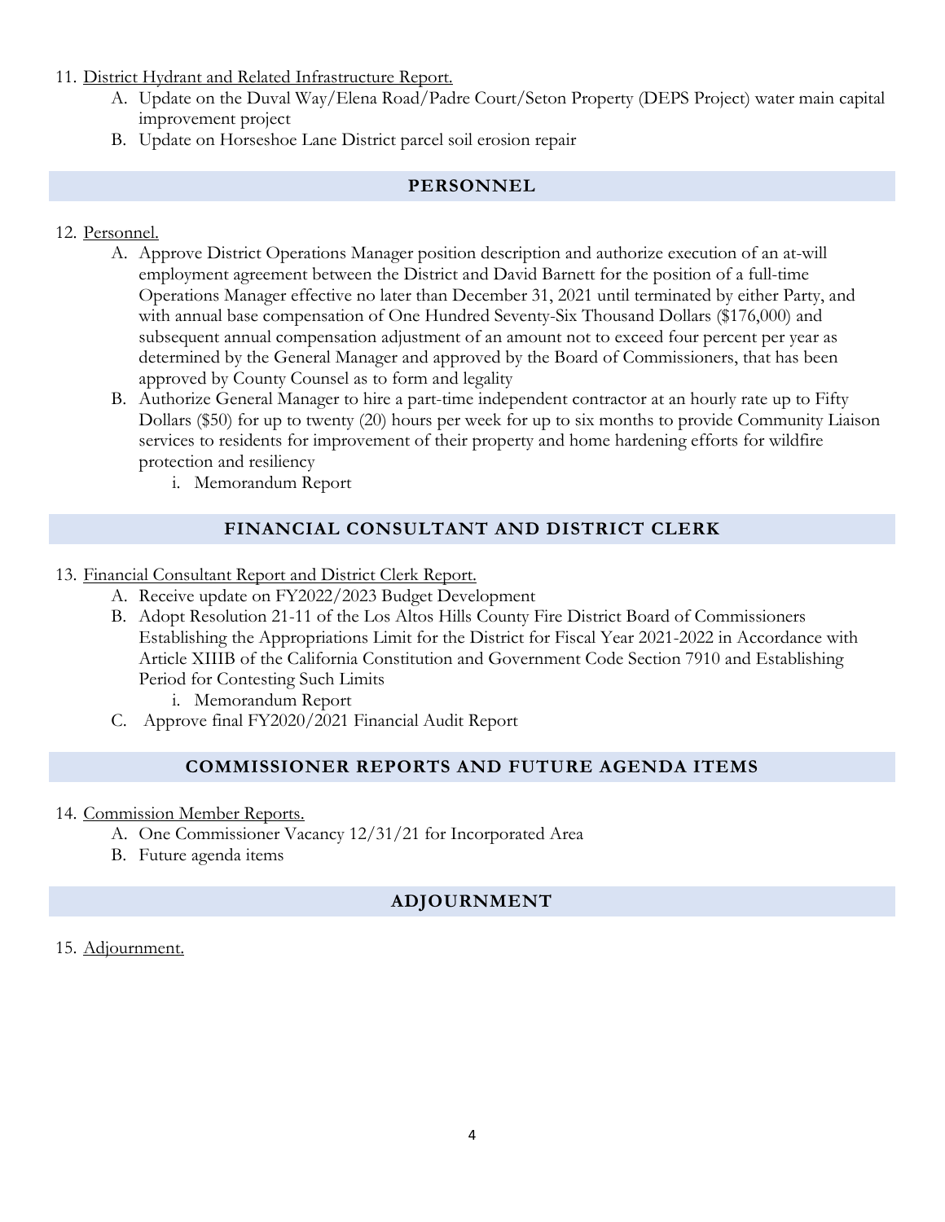11. District Hydrant and Related Infrastructure Report.
    A. Update on the Duval Way/Elena Road/Padre Court/Seton Property (DEPS Project) water main capital improvement project
    B. Update on Horseshoe Lane District parcel soil erosion repair

## PERSONNEL

12. Personnel.
    A. Approve District Operations Manager position description and authorize execution of an at-will employment agreement between the District and David Barnett for the position of a full-time Operations Manager effective no later than December 31, 2021 until terminated by either Party, and with annual base compensation of One Hundred Seventy-Six Thousand Dollars ($176,000) and subsequent annual compensation adjustment of an amount not to exceed four percent per year as determined by the General Manager and approved by the Board of Commissioners, that has been approved by County Counsel as to form and legality
    B. Authorize General Manager to hire a part-time independent contractor at an hourly rate up to Fifty Dollars ($50) for up to twenty (20) hours per week for up to six months to provide Community Liaison services to residents for improvement of their property and home hardening efforts for wildfire protection and resiliency
        i. Memorandum Report

## FINANCIAL CONSULTANT AND DISTRICT CLERK

13. Financial Consultant Report and District Clerk Report.
    A. Receive update on FY2022/2023 Budget Development
    B. Adopt Resolution 21-11 of the Los Altos Hills County Fire District Board of Commissioners Establishing the Appropriations Limit for the District for Fiscal Year 2021-2022 in Accordance with Article XIIIB of the California Constitution and Government Code Section 7910 and Establishing Period for Contesting Such Limits
        i. Memorandum Report
    C. Approve final FY2020/2021 Financial Audit Report

## COMMISSIONER REPORTS AND FUTURE AGENDA ITEMS

14. Commission Member Reports.
    A. One Commissioner Vacancy 12/31/21 for Incorporated Area
    B. Future agenda items

## ADJOURNMENT

15. Adjournment.